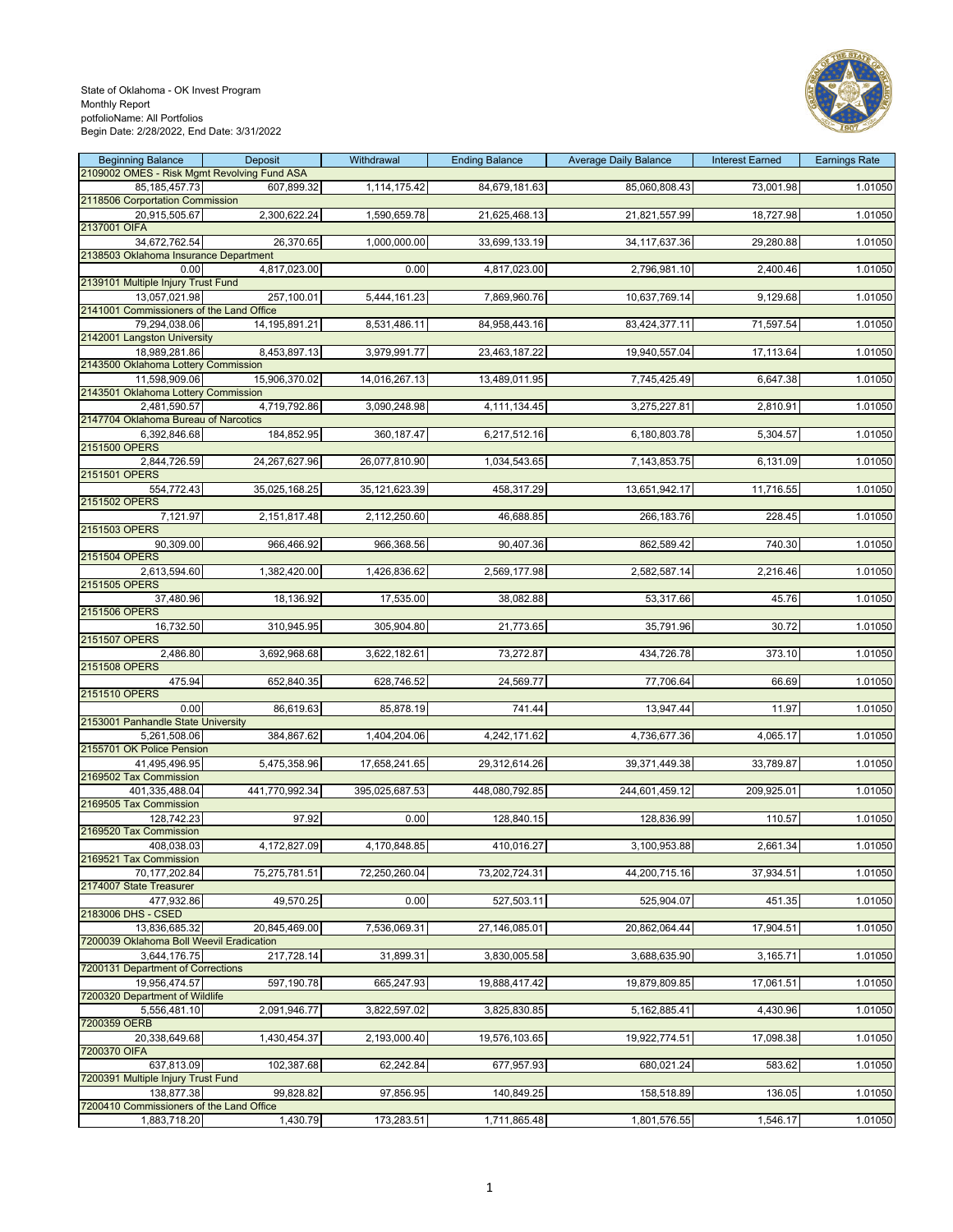State of Oklahoma - OK Invest Program
Monthly Report
potfolioName: All Portfolios
Begin Date: 2/28/2022, End Date: 3/31/2022

| Beginning Balance | Deposit | Withdrawal | Ending Balance | Average Daily Balance | Interest Earned | Earnings Rate |
|---|---|---|---|---|---|---|
| 2109002 OMES - Risk Mgmt Revolving Fund ASA | | | | | | |
| 85,185,457.73 | 607,899.32 | 1,114,175.42 | 84,679,181.63 | 85,060,808.43 | 73,001.98 | 1.01050 |
| 2118506 Corportation Commission | | | | | | |
| 20,915,505.67 | 2,300,622.24 | 1,590,659.78 | 21,625,468.13 | 21,821,557.99 | 18,727.98 | 1.01050 |
| 2137001 OIFA | | | | | | |
| 34,672,762.54 | 26,370.65 | 1,000,000.00 | 33,699,133.19 | 34,117,637.36 | 29,280.88 | 1.01050 |
| 2138503 Oklahoma Insurance Department | | | | | | |
| 0.00 | 4,817,023.00 | 0.00 | 4,817,023.00 | 2,796,981.10 | 2,400.46 | 1.01050 |
| 2139101 Multiple Injury Trust Fund | | | | | | |
| 13,057,021.98 | 257,100.01 | 5,444,161.23 | 7,869,960.76 | 10,637,769.14 | 9,129.68 | 1.01050 |
| 2141001 Commissioners of the Land Office | | | | | | |
| 79,294,038.06 | 14,195,891.21 | 8,531,486.11 | 84,958,443.16 | 83,424,377.11 | 71,597.54 | 1.01050 |
| 2142001 Langston University | | | | | | |
| 18,989,281.86 | 8,453,897.13 | 3,979,991.77 | 23,463,187.22 | 19,940,557.04 | 17,113.64 | 1.01050 |
| 2143500 Oklahoma Lottery Commission | | | | | | |
| 11,598,909.06 | 15,906,370.02 | 14,016,267.13 | 13,489,011.95 | 7,745,425.49 | 6,647.38 | 1.01050 |
| 2143501 Oklahoma Lottery Commission | | | | | | |
| 2,481,590.57 | 4,719,792.86 | 3,090,248.98 | 4,111,134.45 | 3,275,227.81 | 2,810.91 | 1.01050 |
| 2147704 Oklahoma Bureau of Narcotics | | | | | | |
| 6,392,846.68 | 184,852.95 | 360,187.47 | 6,217,512.16 | 6,180,803.78 | 5,304.57 | 1.01050 |
| 2151500 OPERS | | | | | | |
| 2,844,726.59 | 24,267,627.96 | 26,077,810.90 | 1,034,543.65 | 7,143,853.75 | 6,131.09 | 1.01050 |
| 2151501 OPERS | | | | | | |
| 554,772.43 | 35,025,168.25 | 35,121,623.39 | 458,317.29 | 13,651,942.17 | 11,716.55 | 1.01050 |
| 2151502 OPERS | | | | | | |
| 7,121.97 | 2,151,817.48 | 2,112,250.60 | 46,688.85 | 266,183.76 | 228.45 | 1.01050 |
| 2151503 OPERS | | | | | | |
| 90,309.00 | 966,466.92 | 966,368.56 | 90,407.36 | 862,589.42 | 740.30 | 1.01050 |
| 2151504 OPERS | | | | | | |
| 2,613,594.60 | 1,382,420.00 | 1,426,836.62 | 2,569,177.98 | 2,582,587.14 | 2,216.46 | 1.01050 |
| 2151505 OPERS | | | | | | |
| 37,480.96 | 18,136.92 | 17,535.00 | 38,082.88 | 53,317.66 | 45.76 | 1.01050 |
| 2151506 OPERS | | | | | | |
| 16,732.50 | 310,945.95 | 305,904.80 | 21,773.65 | 35,791.96 | 30.72 | 1.01050 |
| 2151507 OPERS | | | | | | |
| 2,486.80 | 3,692,968.68 | 3,622,182.61 | 73,272.87 | 434,726.78 | 373.10 | 1.01050 |
| 2151508 OPERS | | | | | | |
| 475.94 | 652,840.35 | 628,746.52 | 24,569.77 | 77,706.64 | 66.69 | 1.01050 |
| 2151510 OPERS | | | | | | |
| 0.00 | 86,619.63 | 85,878.19 | 741.44 | 13,947.44 | 11.97 | 1.01050 |
| 2153001 Panhandle State University | | | | | | |
| 5,261,508.06 | 384,867.62 | 1,404,204.06 | 4,242,171.62 | 4,736,677.36 | 4,065.17 | 1.01050 |
| 2155701 OK Police Pension | | | | | | |
| 41,495,496.95 | 5,475,358.96 | 17,658,241.65 | 29,312,614.26 | 39,371,449.38 | 33,789.87 | 1.01050 |
| 2169502 Tax Commission | | | | | | |
| 401,335,488.04 | 441,770,992.34 | 395,025,687.53 | 448,080,792.85 | 244,601,459.12 | 209,925.01 | 1.01050 |
| 2169505 Tax Commission | | | | | | |
| 128,742.23 | 97.92 | 0.00 | 128,840.15 | 128,836.99 | 110.57 | 1.01050 |
| 2169520 Tax Commission | | | | | | |
| 408,038.03 | 4,172,827.09 | 4,170,848.85 | 410,016.27 | 3,100,953.88 | 2,661.34 | 1.01050 |
| 2169521 Tax Commission | | | | | | |
| 70,177,202.84 | 75,275,781.51 | 72,250,260.04 | 73,202,724.31 | 44,200,715.16 | 37,934.51 | 1.01050 |
| 2174007 State Treasurer | | | | | | |
| 477,932.86 | 49,570.25 | 0.00 | 527,503.11 | 525,904.07 | 451.35 | 1.01050 |
| 2183006 DHS - CSED | | | | | | |
| 13,836,685.32 | 20,845,469.00 | 7,536,069.31 | 27,146,085.01 | 20,862,064.44 | 17,904.51 | 1.01050 |
| 7200039 Oklahoma Boll Weevil Eradication | | | | | | |
| 3,644,176.75 | 217,728.14 | 31,899.31 | 3,830,005.58 | 3,688,635.90 | 3,165.71 | 1.01050 |
| 7200131 Department of Corrections | | | | | | |
| 19,956,474.57 | 597,190.78 | 665,247.93 | 19,888,417.42 | 19,879,809.85 | 17,061.51 | 1.01050 |
| 7200320 Department of Wildlife | | | | | | |
| 5,556,481.10 | 2,091,946.77 | 3,822,597.02 | 3,825,830.85 | 5,162,885.41 | 4,430.96 | 1.01050 |
| 7200359 OERB | | | | | | |
| 20,338,649.68 | 1,430,454.37 | 2,193,000.40 | 19,576,103.65 | 19,922,774.51 | 17,098.38 | 1.01050 |
| 7200370 OIFA | | | | | | |
| 637,813.09 | 102,387.68 | 62,242.84 | 677,957.93 | 680,021.24 | 583.62 | 1.01050 |
| 7200391 Multiple Injury Trust Fund | | | | | | |
| 138,877.38 | 99,828.82 | 97,856.95 | 140,849.25 | 158,518.89 | 136.05 | 1.01050 |
| 7200410 Commissioners of the Land Office | | | | | | |
| 1,883,718.20 | 1,430.79 | 173,283.51 | 1,711,865.48 | 1,801,576.55 | 1,546.17 | 1.01050 |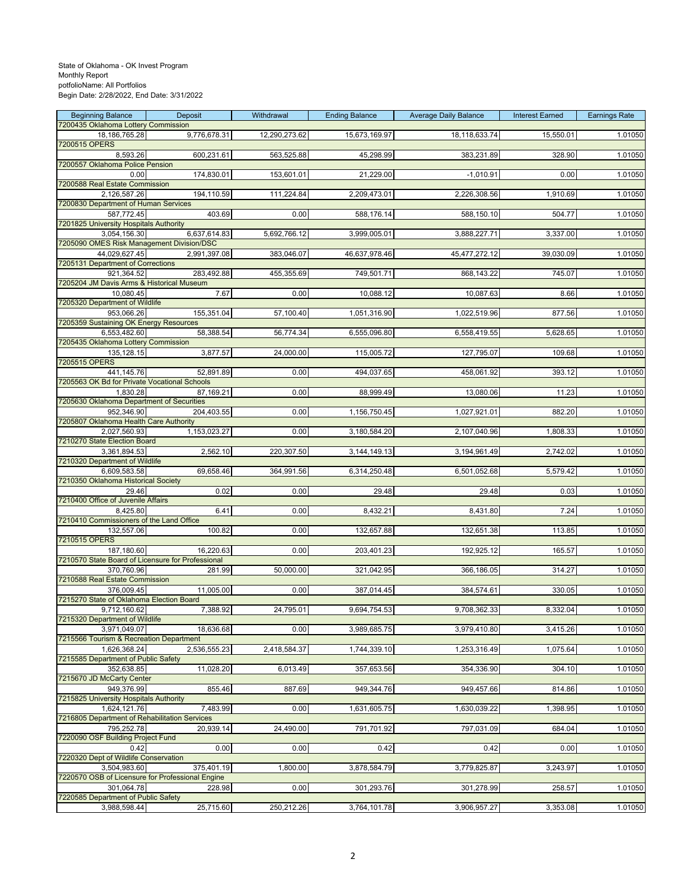State of Oklahoma - OK Invest Program
Monthly Report
potfolioName: All Portfolios
Begin Date: 2/28/2022, End Date: 3/31/2022

| Beginning Balance | Deposit | Withdrawal | Ending Balance | Average Daily Balance | Interest Earned | Earnings Rate |
|---|---|---|---|---|---|---|
| 7200435 Oklahoma Lottery Commission | | | | | | |
| 18,186,765.28 | 9,776,678.31 | 12,290,273.62 | 15,673,169.97 | 18,118,633.74 | 15,550.01 | 1.01050 |
| 7200515 OPERS | | | | | | |
| 8,593.26 | 600,231.61 | 563,525.88 | 45,298.99 | 383,231.89 | 328.90 | 1.01050 |
| 7200557 Oklahoma Police Pension | | | | | | |
| 0.00 | 174,830.01 | 153,601.01 | 21,229.00 | -1,010.91 | 0.00 | 1.01050 |
| 7200588 Real Estate Commission | | | | | | |
| 2,126,587.26 | 194,110.59 | 111,224.84 | 2,209,473.01 | 2,226,308.56 | 1,910.69 | 1.01050 |
| 7200830 Department of Human Services | | | | | | |
| 587,772.45 | 403.69 | 0.00 | 588,176.14 | 588,150.10 | 504.77 | 1.01050 |
| 7201825 University Hospitals Authority | | | | | | |
| 3,054,156.30 | 6,637,614.83 | 5,692,766.12 | 3,999,005.01 | 3,888,227.71 | 3,337.00 | 1.01050 |
| 7205090 OMES Risk Management Division/DSC | | | | | | |
| 44,029,627.45 | 2,991,397.08 | 383,046.07 | 46,637,978.46 | 45,477,272.12 | 39,030.09 | 1.01050 |
| 7205131 Department of Corrections | | | | | | |
| 921,364.52 | 283,492.88 | 455,355.69 | 749,501.71 | 868,143.22 | 745.07 | 1.01050 |
| 7205204 JM Davis Arms & Historical Museum | | | | | | |
| 10,080.45 | 7.67 | 0.00 | 10,088.12 | 10,087.63 | 8.66 | 1.01050 |
| 7205320 Department of Wildlife | | | | | | |
| 953,066.26 | 155,351.04 | 57,100.40 | 1,051,316.90 | 1,022,519.96 | 877.56 | 1.01050 |
| 7205359 Sustaining OK Energy Resources | | | | | | |
| 6,553,482.60 | 58,388.54 | 56,774.34 | 6,555,096.80 | 6,558,419.55 | 5,628.65 | 1.01050 |
| 7205435 Oklahoma Lottery Commission | | | | | | |
| 135,128.15 | 3,877.57 | 24,000.00 | 115,005.72 | 127,795.07 | 109.68 | 1.01050 |
| 7205515 OPERS | | | | | | |
| 441,145.76 | 52,891.89 | 0.00 | 494,037.65 | 458,061.92 | 393.12 | 1.01050 |
| 7205563 OK Bd for Private Vocational Schools | | | | | | |
| 1,830.28 | 87,169.21 | 0.00 | 88,999.49 | 13,080.06 | 11.23 | 1.01050 |
| 7205630 Oklahoma Department of Securities | | | | | | |
| 952,346.90 | 204,403.55 | 0.00 | 1,156,750.45 | 1,027,921.01 | 882.20 | 1.01050 |
| 7205807 Oklahoma Health Care Authority | | | | | | |
| 2,027,560.93 | 1,153,023.27 | 0.00 | 3,180,584.20 | 2,107,040.96 | 1,808.33 | 1.01050 |
| 7210270 State Election Board | | | | | | |
| 3,361,894.53 | 2,562.10 | 220,307.50 | 3,144,149.13 | 3,194,961.49 | 2,742.02 | 1.01050 |
| 7210320 Department of Wildlife | | | | | | |
| 6,609,583.58 | 69,658.46 | 364,991.56 | 6,314,250.48 | 6,501,052.68 | 5,579.42 | 1.01050 |
| 7210350 Oklahoma Historical Society | | | | | | |
| 29.46 | 0.02 | 0.00 | 29.48 | 29.48 | 0.03 | 1.01050 |
| 7210400 Office of Juvenile Affairs | | | | | | |
| 8,425.80 | 6.41 | 0.00 | 8,432.21 | 8,431.80 | 7.24 | 1.01050 |
| 7210410 Commissioners of the Land Office | | | | | | |
| 132,557.06 | 100.82 | 0.00 | 132,657.88 | 132,651.38 | 113.85 | 1.01050 |
| 7210515 OPERS | | | | | | |
| 187,180.60 | 16,220.63 | 0.00 | 203,401.23 | 192,925.12 | 165.57 | 1.01050 |
| 7210570 State Board of Licensure for Professional | | | | | | |
| 370,760.96 | 281.99 | 50,000.00 | 321,042.95 | 366,186.05 | 314.27 | 1.01050 |
| 7210588 Real Estate Commission | | | | | | |
| 376,009.45 | 11,005.00 | 0.00 | 387,014.45 | 384,574.61 | 330.05 | 1.01050 |
| 7215270 State of Oklahoma Election Board | | | | | | |
| 9,712,160.62 | 7,388.92 | 24,795.01 | 9,694,754.53 | 9,708,362.33 | 8,332.04 | 1.01050 |
| 7215320 Department of Wildlife | | | | | | |
| 3,971,049.07 | 18,636.68 | 0.00 | 3,989,685.75 | 3,979,410.80 | 3,415.26 | 1.01050 |
| 7215566 Tourism & Recreation Department | | | | | | |
| 1,626,368.24 | 2,536,555.23 | 2,418,584.37 | 1,744,339.10 | 1,253,316.49 | 1,075.64 | 1.01050 |
| 7215585 Department of Public Safety | | | | | | |
| 352,638.85 | 11,028.20 | 6,013.49 | 357,653.56 | 354,336.90 | 304.10 | 1.01050 |
| 7215670 JD McCarty Center | | | | | | |
| 949,376.99 | 855.46 | 887.69 | 949,344.76 | 949,457.66 | 814.86 | 1.01050 |
| 7215825 University Hospitals Authority | | | | | | |
| 1,624,121.76 | 7,483.99 | 0.00 | 1,631,605.75 | 1,630,039.22 | 1,398.95 | 1.01050 |
| 7216805 Department of Rehabilitation Services | | | | | | |
| 795,252.78 | 20,939.14 | 24,490.00 | 791,701.92 | 797,031.09 | 684.04 | 1.01050 |
| 7220090 OSF Building Project Fund | | | | | | |
| 0.42 | 0.00 | 0.00 | 0.42 | 0.42 | 0.00 | 1.01050 |
| 7220320 Dept of Wildlife Conservation | | | | | | |
| 3,504,983.60 | 375,401.19 | 1,800.00 | 3,878,584.79 | 3,779,825.87 | 3,243.97 | 1.01050 |
| 7220570 OSB of Licensure for Professional Engine | | | | | | |
| 301,064.78 | 228.98 | 0.00 | 301,293.76 | 301,278.99 | 258.57 | 1.01050 |
| 7220585 Department of Public Safety | | | | | | |
| 3,988,598.44 | 25,715.60 | 250,212.26 | 3,764,101.78 | 3,906,957.27 | 3,353.08 | 1.01050 |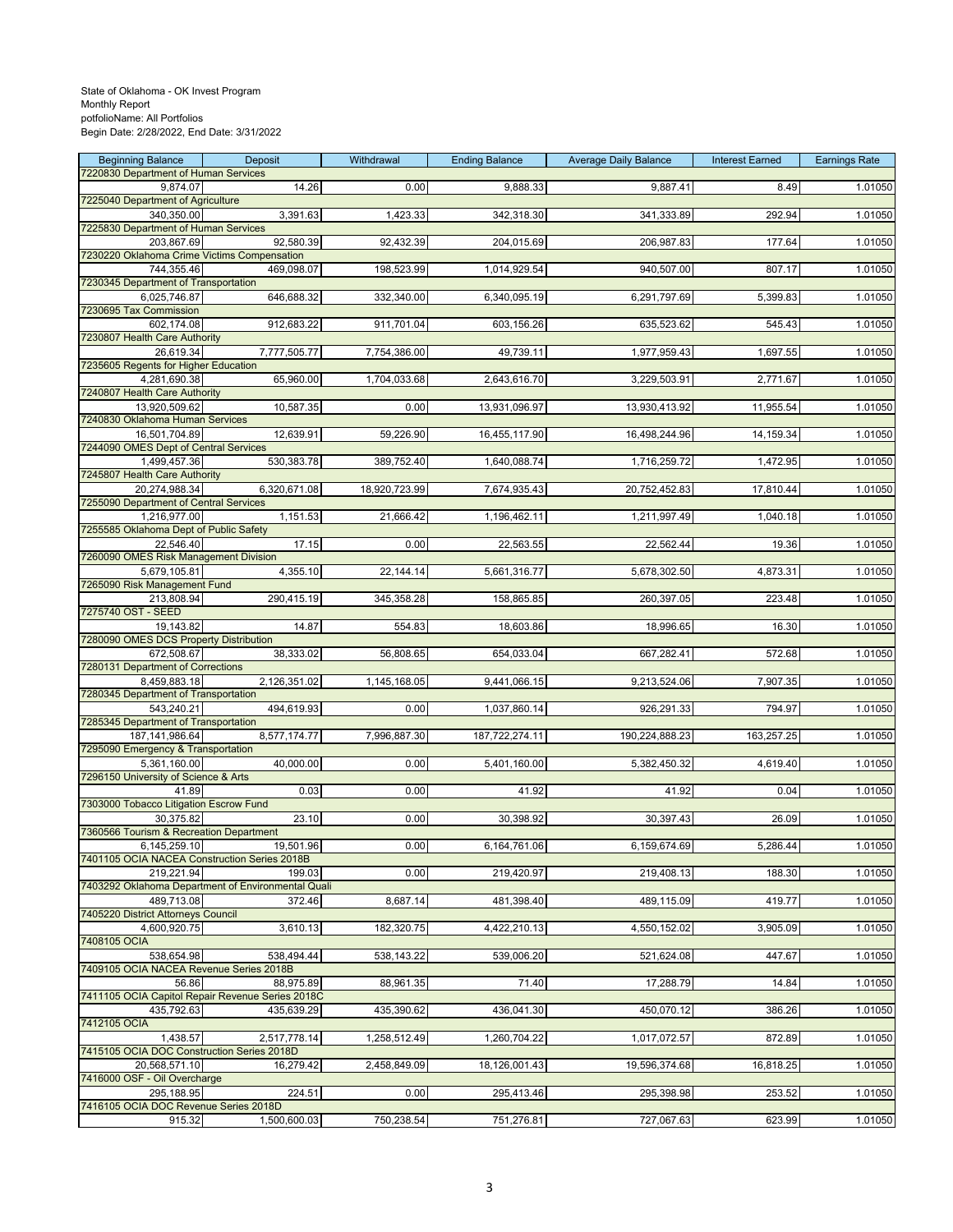State of Oklahoma - OK Invest Program
Monthly Report
potfolioName: All Portfolios
Begin Date: 2/28/2022, End Date: 3/31/2022

| Beginning Balance | Deposit | Withdrawal | Ending Balance | Average Daily Balance | Interest Earned | Earnings Rate |
|---|---|---|---|---|---|---|
| 7220830 Department of Human Services | | | | | | |
| 9,874.07 | 14.26 | 0.00 | 9,888.33 | 9,887.41 | 8.49 | 1.01050 |
| 7225040 Department of Agriculture | | | | | | |
| 340,350.00 | 3,391.63 | 1,423.33 | 342,318.30 | 341,333.89 | 292.94 | 1.01050 |
| 7225830 Department of Human Services | | | | | | |
| 203,867.69 | 92,580.39 | 92,432.39 | 204,015.69 | 206,987.83 | 177.64 | 1.01050 |
| 7230220 Oklahoma Crime Victims Compensation | | | | | | |
| 744,355.46 | 469,098.07 | 198,523.99 | 1,014,929.54 | 940,507.00 | 807.17 | 1.01050 |
| 7230345 Department of Transportation | | | | | | |
| 6,025,746.87 | 646,688.32 | 332,340.00 | 6,340,095.19 | 6,291,797.69 | 5,399.83 | 1.01050 |
| 7230695 Tax Commission | | | | | | |
| 602,174.08 | 912,683.22 | 911,701.04 | 603,156.26 | 635,523.62 | 545.43 | 1.01050 |
| 7230807 Health Care Authority | | | | | | |
| 26,619.34 | 7,777,505.77 | 7,754,386.00 | 49,739.11 | 1,977,959.43 | 1,697.55 | 1.01050 |
| 7235605 Regents for Higher Education | | | | | | |
| 4,281,690.38 | 65,960.00 | 1,704,033.68 | 2,643,616.70 | 3,229,503.91 | 2,771.67 | 1.01050 |
| 7240807 Health Care Authority | | | | | | |
| 13,920,509.62 | 10,587.35 | 0.00 | 13,931,096.97 | 13,930,413.92 | 11,955.54 | 1.01050 |
| 7240830 Oklahoma Human Services | | | | | | |
| 16,501,704.89 | 12,639.91 | 59,226.90 | 16,455,117.90 | 16,498,244.96 | 14,159.34 | 1.01050 |
| 7244090 OMES Dept of Central Services | | | | | | |
| 1,499,457.36 | 530,383.78 | 389,752.40 | 1,640,088.74 | 1,716,259.72 | 1,472.95 | 1.01050 |
| 7245807 Health Care Authority | | | | | | |
| 20,274,988.34 | 6,320,671.08 | 18,920,723.99 | 7,674,935.43 | 20,752,452.83 | 17,810.44 | 1.01050 |
| 7255090 Department of Central Services | | | | | | |
| 1,216,977.00 | 1,151.53 | 21,666.42 | 1,196,462.11 | 1,211,997.49 | 1,040.18 | 1.01050 |
| 7255585 Oklahoma Dept of Public Safety | | | | | | |
| 22,546.40 | 17.15 | 0.00 | 22,563.55 | 22,562.44 | 19.36 | 1.01050 |
| 7260090 OMES Risk Management Division | | | | | | |
| 5,679,105.81 | 4,355.10 | 22,144.14 | 5,661,316.77 | 5,678,302.50 | 4,873.31 | 1.01050 |
| 7265090 Risk Management Fund | | | | | | |
| 213,808.94 | 290,415.19 | 345,358.28 | 158,865.85 | 260,397.05 | 223.48 | 1.01050 |
| 7275740 OST - SEED | | | | | | |
| 19,143.82 | 14.87 | 554.83 | 18,603.86 | 18,996.65 | 16.30 | 1.01050 |
| 7280090 OMES DCS Property Distribution | | | | | | |
| 672,508.67 | 38,333.02 | 56,808.65 | 654,033.04 | 667,282.41 | 572.68 | 1.01050 |
| 7280131 Department of Corrections | | | | | | |
| 8,459,883.18 | 2,126,351.02 | 1,145,168.05 | 9,441,066.15 | 9,213,524.06 | 7,907.35 | 1.01050 |
| 7280345 Department of Transportation | | | | | | |
| 543,240.21 | 494,619.93 | 0.00 | 1,037,860.14 | 926,291.33 | 794.97 | 1.01050 |
| 7285345 Department of Transportation | | | | | | |
| 187,141,986.64 | 8,577,174.77 | 7,996,887.30 | 187,722,274.11 | 190,224,888.23 | 163,257.25 | 1.01050 |
| 7295090 Emergency & Transportation | | | | | | |
| 5,361,160.00 | 40,000.00 | 0.00 | 5,401,160.00 | 5,382,450.32 | 4,619.40 | 1.01050 |
| 7296150 University of Science & Arts | | | | | | |
| 41.89 | 0.03 | 0.00 | 41.92 | 41.92 | 0.04 | 1.01050 |
| 7303000 Tobacco Litigation Escrow Fund | | | | | | |
| 30,375.82 | 23.10 | 0.00 | 30,398.92 | 30,397.43 | 26.09 | 1.01050 |
| 7360566 Tourism & Recreation Department | | | | | | |
| 6,145,259.10 | 19,501.96 | 0.00 | 6,164,761.06 | 6,159,674.69 | 5,286.44 | 1.01050 |
| 7401105 OCIA NACEA Construction Series 2018B | | | | | | |
| 219,221.94 | 199.03 | 0.00 | 219,420.97 | 219,408.13 | 188.30 | 1.01050 |
| 7403292 Oklahoma Department of Environmental Quali | | | | | | |
| 489,713.08 | 372.46 | 8,687.14 | 481,398.40 | 489,115.09 | 419.77 | 1.01050 |
| 7405220 District Attorneys Council | | | | | | |
| 4,600,920.75 | 3,610.13 | 182,320.75 | 4,422,210.13 | 4,550,152.02 | 3,905.09 | 1.01050 |
| 7408105 OCIA | | | | | | |
| 538,654.98 | 538,494.44 | 538,143.22 | 539,006.20 | 521,624.08 | 447.67 | 1.01050 |
| 7409105 OCIA NACEA Revenue Series 2018B | | | | | | |
| 56.86 | 88,975.89 | 88,961.35 | 71.40 | 17,288.79 | 14.84 | 1.01050 |
| 7411105 OCIA Capitol Repair Revenue Series 2018C | | | | | | |
| 435,792.63 | 435,639.29 | 435,390.62 | 436,041.30 | 450,070.12 | 386.26 | 1.01050 |
| 7412105 OCIA | | | | | | |
| 1,438.57 | 2,517,778.14 | 1,258,512.49 | 1,260,704.22 | 1,017,072.57 | 872.89 | 1.01050 |
| 7415105 OCIA DOC Construction Series 2018D | | | | | | |
| 20,568,571.10 | 16,279.42 | 2,458,849.09 | 18,126,001.43 | 19,596,374.68 | 16,818.25 | 1.01050 |
| 7416000 OSF - Oil Overcharge | | | | | | |
| 295,188.95 | 224.51 | 0.00 | 295,413.46 | 295,398.98 | 253.52 | 1.01050 |
| 7416105 OCIA DOC Revenue Series 2018D | | | | | | |
| 915.32 | 1,500,600.03 | 750,238.54 | 751,276.81 | 727,067.63 | 623.99 | 1.01050 |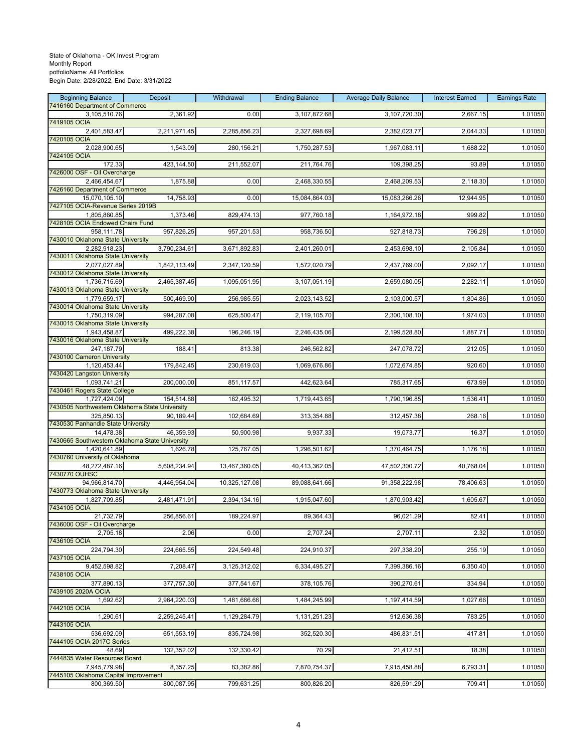State of Oklahoma - OK Invest Program
Monthly Report
potfolioName: All Portfolios
Begin Date: 2/28/2022, End Date: 3/31/2022

| Beginning Balance | Deposit | Withdrawal | Ending Balance | Average Daily Balance | Interest Earned | Earnings Rate |
|---|---|---|---|---|---|---|
| 7416160 Department of Commerce | | | | | | |
| 3,105,510.76 | 2,361.92 | 0.00 | 3,107,872.68 | 3,107,720.30 | 2,667.15 | 1.01050 |
| 7419105 OCIA | | | | | | |
| 2,401,583.47 | 2,211,971.45 | 2,285,856.23 | 2,327,698.69 | 2,382,023.77 | 2,044.33 | 1.01050 |
| 7420105 OCIA | | | | | | |
| 2,028,900.65 | 1,543.09 | 280,156.21 | 1,750,287.53 | 1,967,083.11 | 1,688.22 | 1.01050 |
| 7424105 OCIA | | | | | | |
| 172.33 | 423,144.50 | 211,552.07 | 211,764.76 | 109,398.25 | 93.89 | 1.01050 |
| 7426000 OSF - Oil Overcharge | | | | | | |
| 2,466,454.67 | 1,875.88 | 0.00 | 2,468,330.55 | 2,468,209.53 | 2,118.30 | 1.01050 |
| 7426160 Department of Commerce | | | | | | |
| 15,070,105.10 | 14,758.93 | 0.00 | 15,084,864.03 | 15,083,266.26 | 12,944.95 | 1.01050 |
| 7427105 OCIA-Revenue Series 2019B | | | | | | |
| 1,805,860.85 | 1,373.46 | 829,474.13 | 977,760.18 | 1,164,972.18 | 999.82 | 1.01050 |
| 7428105 OCIA Endowed Chairs Fund | | | | | | |
| 958,111.78 | 957,826.25 | 957,201.53 | 958,736.50 | 927,818.73 | 796.28 | 1.01050 |
| 7430010 Oklahoma State University | | | | | | |
| 2,282,918.23 | 3,790,234.61 | 3,671,892.83 | 2,401,260.01 | 2,453,698.10 | 2,105.84 | 1.01050 |
| 7430011 Oklahoma State University | | | | | | |
| 2,077,027.89 | 1,842,113.49 | 2,347,120.59 | 1,572,020.79 | 2,437,769.00 | 2,092.17 | 1.01050 |
| 7430012 Oklahoma State University | | | | | | |
| 1,736,715.69 | 2,465,387.45 | 1,095,051.95 | 3,107,051.19 | 2,659,080.05 | 2,282.11 | 1.01050 |
| 7430013 Oklahoma State University | | | | | | |
| 1,779,659.17 | 500,469.90 | 256,985.55 | 2,023,143.52 | 2,103,000.57 | 1,804.86 | 1.01050 |
| 7430014 Oklahoma State University | | | | | | |
| 1,750,319.09 | 994,287.08 | 625,500.47 | 2,119,105.70 | 2,300,108.10 | 1,974.03 | 1.01050 |
| 7430015 Oklahoma State University | | | | | | |
| 1,943,458.87 | 499,222.38 | 196,246.19 | 2,246,435.06 | 2,199,528.80 | 1,887.71 | 1.01050 |
| 7430016 Oklahoma State University | | | | | | |
| 247,187.79 | 188.41 | 813.38 | 246,562.82 | 247,078.72 | 212.05 | 1.01050 |
| 7430100 Cameron University | | | | | | |
| 1,120,453.44 | 179,842.45 | 230,619.03 | 1,069,676.86 | 1,072,674.85 | 920.60 | 1.01050 |
| 7430420 Langston University | | | | | | |
| 1,093,741.21 | 200,000.00 | 851,117.57 | 442,623.64 | 785,317.65 | 673.99 | 1.01050 |
| 7430461 Rogers State College | | | | | | |
| 1,727,424.09 | 154,514.88 | 162,495.32 | 1,719,443.65 | 1,790,196.85 | 1,536.41 | 1.01050 |
| 7430505 Northwestern Oklahoma State University | | | | | | |
| 325,850.13 | 90,189.44 | 102,684.69 | 313,354.88 | 312,457.38 | 268.16 | 1.01050 |
| 7430530 Panhandle State University | | | | | | |
| 14,478.38 | 46,359.93 | 50,900.98 | 9,937.33 | 19,073.77 | 16.37 | 1.01050 |
| 7430665 Southwestern Oklahoma State University | | | | | | |
| 1,420,641.89 | 1,626.78 | 125,767.05 | 1,296,501.62 | 1,370,464.75 | 1,176.18 | 1.01050 |
| 7430760 University of Oklahoma | | | | | | |
| 48,272,487.16 | 5,608,234.94 | 13,467,360.05 | 40,413,362.05 | 47,502,300.72 | 40,768.04 | 1.01050 |
| 7430770 OUHSC | | | | | | |
| 94,966,814.70 | 4,446,954.04 | 10,325,127.08 | 89,088,641.66 | 91,358,222.98 | 78,406.63 | 1.01050 |
| 7430773 Oklahoma State University | | | | | | |
| 1,827,709.85 | 2,481,471.91 | 2,394,134.16 | 1,915,047.60 | 1,870,903.42 | 1,605.67 | 1.01050 |
| 7434105 OCIA | | | | | | |
| 21,732.79 | 256,856.61 | 189,224.97 | 89,364.43 | 96,021.29 | 82.41 | 1.01050 |
| 7436000 OSF - Oil Overcharge | | | | | | |
| 2,705.18 | 2.06 | 0.00 | 2,707.24 | 2,707.11 | 2.32 | 1.01050 |
| 7436105 OCIA | | | | | | |
| 224,794.30 | 224,665.55 | 224,549.48 | 224,910.37 | 297,338.20 | 255.19 | 1.01050 |
| 7437105 OCIA | | | | | | |
| 9,452,598.82 | 7,208.47 | 3,125,312.02 | 6,334,495.27 | 7,399,386.16 | 6,350.40 | 1.01050 |
| 7438105 OCIA | | | | | | |
| 377,890.13 | 377,757.30 | 377,541.67 | 378,105.76 | 390,270.61 | 334.94 | 1.01050 |
| 7439105 2020A OCIA | | | | | | |
| 1,692.62 | 2,964,220.03 | 1,481,666.66 | 1,484,245.99 | 1,197,414.59 | 1,027.66 | 1.01050 |
| 7442105 OCIA | | | | | | |
| 1,290.61 | 2,259,245.41 | 1,129,284.79 | 1,131,251.23 | 912,636.38 | 783.25 | 1.01050 |
| 7443105 OCIA | | | | | | |
| 536,692.09 | 651,553.19 | 835,724.98 | 352,520.30 | 486,831.51 | 417.81 | 1.01050 |
| 7444105 OCIA 2017C Series | | | | | | |
| 48.69 | 132,352.02 | 132,330.42 | 70.29 | 21,412.51 | 18.38 | 1.01050 |
| 7444835 Water Resources Board | | | | | | |
| 7,945,779.98 | 8,357.25 | 83,382.86 | 7,870,754.37 | 7,915,458.88 | 6,793.31 | 1.01050 |
| 7445105 Oklahoma Capital Improvement | | | | | | |
| 800,369.50 | 800,087.95 | 799,631.25 | 800,826.20 | 826,591.29 | 709.41 | 1.01050 |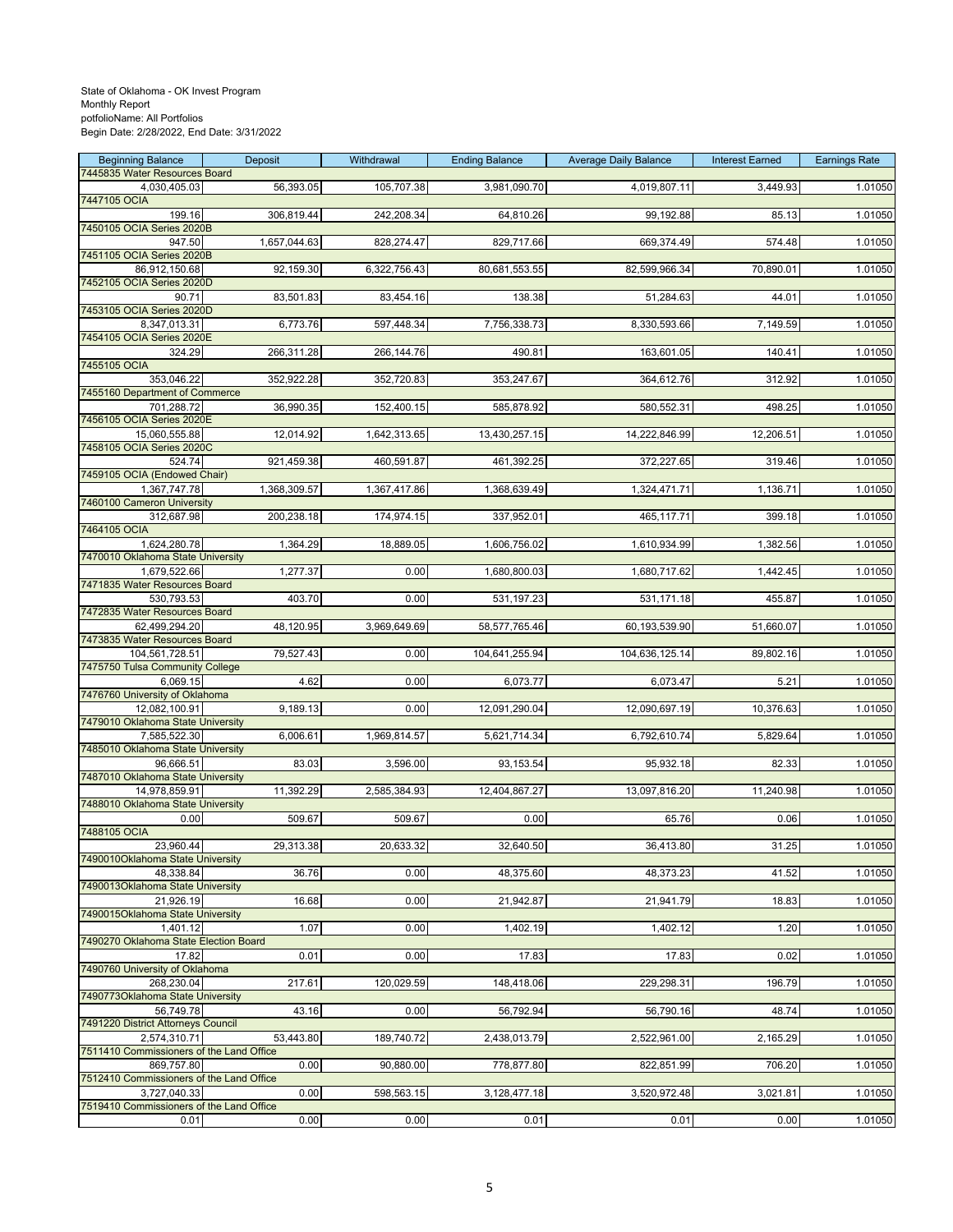State of Oklahoma - OK Invest Program
Monthly Report
potfolioName: All Portfolios
Begin Date: 2/28/2022, End Date: 3/31/2022

| Beginning Balance | Deposit | Withdrawal | Ending Balance | Average Daily Balance | Interest Earned | Earnings Rate |
|---|---|---|---|---|---|---|
| 7445835 Water Resources Board | | | | | | |
| 4,030,405.03 | 56,393.05 | 105,707.38 | 3,981,090.70 | 4,019,807.11 | 3,449.93 | 1.01050 |
| 7447105 OCIA | | | | | | |
| 199.16 | 306,819.44 | 242,208.34 | 64,810.26 | 99,192.88 | 85.13 | 1.01050 |
| 7450105 OCIA Series 2020B | | | | | | |
| 947.50 | 1,657,044.63 | 828,274.47 | 829,717.66 | 669,374.49 | 574.48 | 1.01050 |
| 7451105 OCIA Series 2020B | | | | | | |
| 86,912,150.68 | 92,159.30 | 6,322,756.43 | 80,681,553.55 | 82,599,966.34 | 70,890.01 | 1.01050 |
| 7452105 OCIA Series 2020D | | | | | | |
| 90.71 | 83,501.83 | 83,454.16 | 138.38 | 51,284.63 | 44.01 | 1.01050 |
| 7453105 OCIA Series 2020D | | | | | | |
| 8,347,013.31 | 6,773.76 | 597,448.34 | 7,756,338.73 | 8,330,593.66 | 7,149.59 | 1.01050 |
| 7454105 OCIA Series 2020E | | | | | | |
| 324.29 | 266,311.28 | 266,144.76 | 490.81 | 163,601.05 | 140.41 | 1.01050 |
| 7455105 OCIA | | | | | | |
| 353,046.22 | 352,922.28 | 352,720.83 | 353,247.67 | 364,612.76 | 312.92 | 1.01050 |
| 7455160 Department of Commerce | | | | | | |
| 701,288.72 | 36,990.35 | 152,400.15 | 585,878.92 | 580,552.31 | 498.25 | 1.01050 |
| 7456105 OCIA Series 2020E | | | | | | |
| 15,060,555.88 | 12,014.92 | 1,642,313.65 | 13,430,257.15 | 14,222,846.99 | 12,206.51 | 1.01050 |
| 7458105 OCIA Series 2020C | | | | | | |
| 524.74 | 921,459.38 | 460,591.87 | 461,392.25 | 372,227.65 | 319.46 | 1.01050 |
| 7459105 OCIA (Endowed Chair) | | | | | | |
| 1,367,747.78 | 1,368,309.57 | 1,367,417.86 | 1,368,639.49 | 1,324,471.71 | 1,136.71 | 1.01050 |
| 7460100 Cameron University | | | | | | |
| 312,687.98 | 200,238.18 | 174,974.15 | 337,952.01 | 465,117.71 | 399.18 | 1.01050 |
| 7464105 OCIA | | | | | | |
| 1,624,280.78 | 1,364.29 | 18,889.05 | 1,606,756.02 | 1,610,934.99 | 1,382.56 | 1.01050 |
| 7470010 Oklahoma State University | | | | | | |
| 1,679,522.66 | 1,277.37 | 0.00 | 1,680,800.03 | 1,680,717.62 | 1,442.45 | 1.01050 |
| 7471835 Water Resources Board | | | | | | |
| 530,793.53 | 403.70 | 0.00 | 531,197.23 | 531,171.18 | 455.87 | 1.01050 |
| 7472835 Water Resources Board | | | | | | |
| 62,499,294.20 | 48,120.95 | 3,969,649.69 | 58,577,765.46 | 60,193,539.90 | 51,660.07 | 1.01050 |
| 7473835 Water Resources Board | | | | | | |
| 104,561,728.51 | 79,527.43 | 0.00 | 104,641,255.94 | 104,636,125.14 | 89,802.16 | 1.01050 |
| 7475750 Tulsa Community College | | | | | | |
| 6,069.15 | 4.62 | 0.00 | 6,073.77 | 6,073.47 | 5.21 | 1.01050 |
| 7476760 University of Oklahoma | | | | | | |
| 12,082,100.91 | 9,189.13 | 0.00 | 12,091,290.04 | 12,090,697.19 | 10,376.63 | 1.01050 |
| 7479010 Oklahoma State University | | | | | | |
| 7,585,522.30 | 6,006.61 | 1,969,814.57 | 5,621,714.34 | 6,792,610.74 | 5,829.64 | 1.01050 |
| 7485010 Oklahoma State University | | | | | | |
| 96,666.51 | 83.03 | 3,596.00 | 93,153.54 | 95,932.18 | 82.33 | 1.01050 |
| 7487010 Oklahoma State University | | | | | | |
| 14,978,859.91 | 11,392.29 | 2,585,384.93 | 12,404,867.27 | 13,097,816.20 | 11,240.98 | 1.01050 |
| 7488010 Oklahoma State University | | | | | | |
| 0.00 | 509.67 | 509.67 | 0.00 | 65.76 | 0.06 | 1.01050 |
| 7488105 OCIA | | | | | | |
| 23,960.44 | 29,313.38 | 20,633.32 | 32,640.50 | 36,413.80 | 31.25 | 1.01050 |
| 7490010Oklahoma State University | | | | | | |
| 48,338.84 | 36.76 | 0.00 | 48,375.60 | 48,373.23 | 41.52 | 1.01050 |
| 7490013Oklahoma State University | | | | | | |
| 21,926.19 | 16.68 | 0.00 | 21,942.87 | 21,941.79 | 18.83 | 1.01050 |
| 7490015Oklahoma State University | | | | | | |
| 1,401.12 | 1.07 | 0.00 | 1,402.19 | 1,402.12 | 1.20 | 1.01050 |
| 7490270 Oklahoma State Election Board | | | | | | |
| 17.82 | 0.01 | 0.00 | 17.83 | 17.83 | 0.02 | 1.01050 |
| 7490760 University of Oklahoma | | | | | | |
| 268,230.04 | 217.61 | 120,029.59 | 148,418.06 | 229,298.31 | 196.79 | 1.01050 |
| 7490773Oklahoma State University | | | | | | |
| 56,749.78 | 43.16 | 0.00 | 56,792.94 | 56,790.16 | 48.74 | 1.01050 |
| 7491220 District Attorneys Council | | | | | | |
| 2,574,310.71 | 53,443.80 | 189,740.72 | 2,438,013.79 | 2,522,961.00 | 2,165.29 | 1.01050 |
| 7511410 Commissioners of the Land Office | | | | | | |
| 869,757.80 | 0.00 | 90,880.00 | 778,877.80 | 822,851.99 | 706.20 | 1.01050 |
| 7512410 Commissioners of the Land Office | | | | | | |
| 3,727,040.33 | 0.00 | 598,563.15 | 3,128,477.18 | 3,520,972.48 | 3,021.81 | 1.01050 |
| 7519410 Commissioners of the Land Office | | | | | | |
| 0.01 | 0.00 | 0.00 | 0.01 | 0.01 | 0.00 | 1.01050 |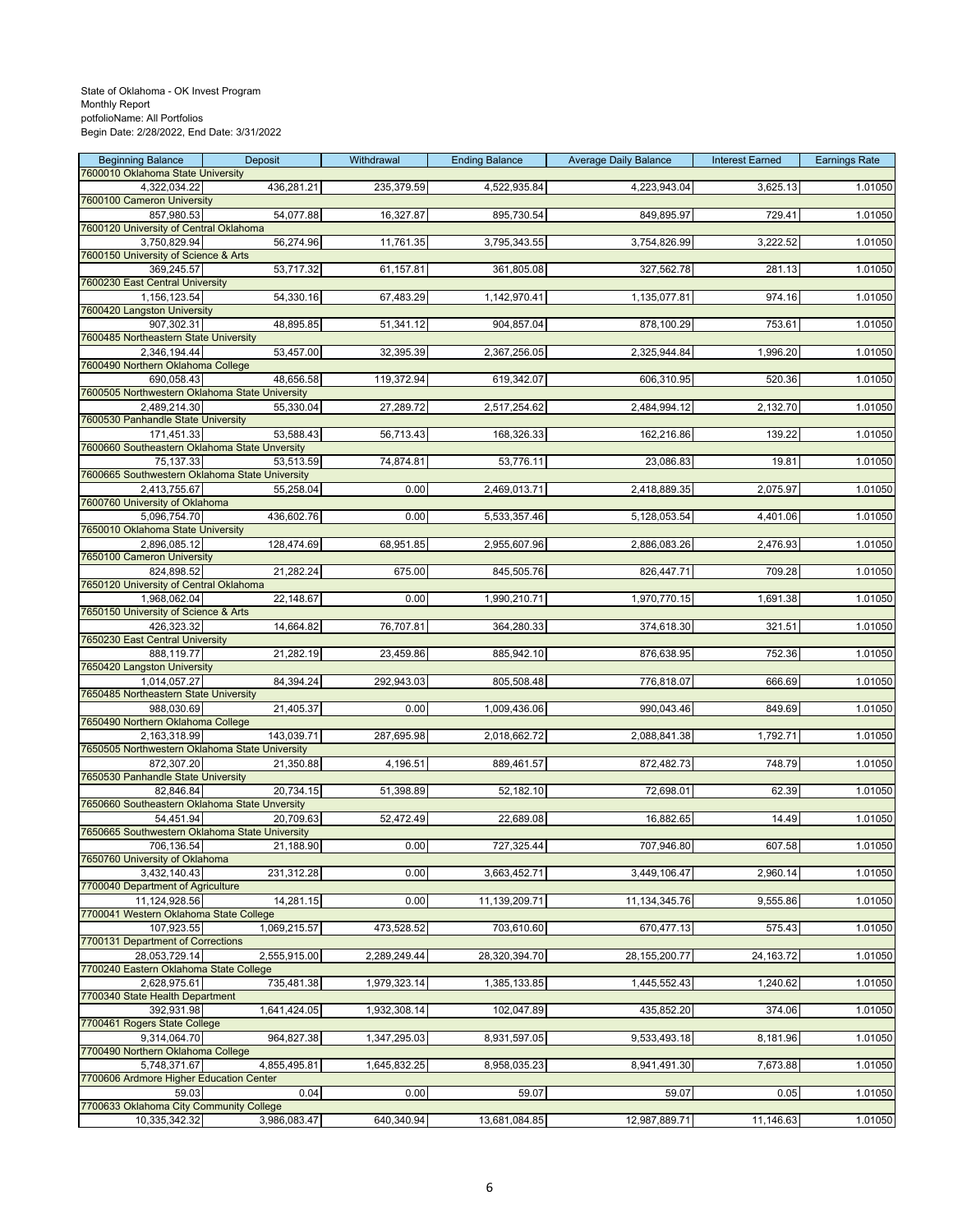State of Oklahoma - OK Invest Program
Monthly Report
potfolioName: All Portfolios
Begin Date: 2/28/2022, End Date: 3/31/2022

| Beginning Balance | Deposit | Withdrawal | Ending Balance | Average Daily Balance | Interest Earned | Earnings Rate |
|---|---|---|---|---|---|---|
| 7600010 Oklahoma State University | | | | | | |
| 4,322,034.22 | 436,281.21 | 235,379.59 | 4,522,935.84 | 4,223,943.04 | 3,625.13 | 1.01050 |
| 7600100 Cameron University | | | | | | |
| 857,980.53 | 54,077.88 | 16,327.87 | 895,730.54 | 849,895.97 | 729.41 | 1.01050 |
| 7600120 University of Central Oklahoma | | | | | | |
| 3,750,829.94 | 56,274.96 | 11,761.35 | 3,795,343.55 | 3,754,826.99 | 3,222.52 | 1.01050 |
| 7600150 University of Science & Arts | | | | | | |
| 369,245.57 | 53,717.32 | 61,157.81 | 361,805.08 | 327,562.78 | 281.13 | 1.01050 |
| 7600230 East Central University | | | | | | |
| 1,156,123.54 | 54,330.16 | 67,483.29 | 1,142,970.41 | 1,135,077.81 | 974.16 | 1.01050 |
| 7600420 Langston University | | | | | | |
| 907,302.31 | 48,895.85 | 51,341.12 | 904,857.04 | 878,100.29 | 753.61 | 1.01050 |
| 7600485 Northeastern State University | | | | | | |
| 2,346,194.44 | 53,457.00 | 32,395.39 | 2,367,256.05 | 2,325,944.84 | 1,996.20 | 1.01050 |
| 7600490 Northern Oklahoma College | | | | | | |
| 690,058.43 | 48,656.58 | 119,372.94 | 619,342.07 | 606,310.95 | 520.36 | 1.01050 |
| 7600505 Northwestern Oklahoma State University | | | | | | |
| 2,489,214.30 | 55,330.04 | 27,289.72 | 2,517,254.62 | 2,484,994.12 | 2,132.70 | 1.01050 |
| 7600530 Panhandle State University | | | | | | |
| 171,451.33 | 53,588.43 | 56,713.43 | 168,326.33 | 162,216.86 | 139.22 | 1.01050 |
| 7600660 Southeastern Oklahoma State Unversity | | | | | | |
| 75,137.33 | 53,513.59 | 74,874.81 | 53,776.11 | 23,086.83 | 19.81 | 1.01050 |
| 7600665 Southwestern Oklahoma State University | | | | | | |
| 2,413,755.67 | 55,258.04 | 0.00 | 2,469,013.71 | 2,418,889.35 | 2,075.97 | 1.01050 |
| 7600760 University of Oklahoma | | | | | | |
| 5,096,754.70 | 436,602.76 | 0.00 | 5,533,357.46 | 5,128,053.54 | 4,401.06 | 1.01050 |
| 7650010 Oklahoma State University | | | | | | |
| 2,896,085.12 | 128,474.69 | 68,951.85 | 2,955,607.96 | 2,886,083.26 | 2,476.93 | 1.01050 |
| 7650100 Cameron University | | | | | | |
| 824,898.52 | 21,282.24 | 675.00 | 845,505.76 | 826,447.71 | 709.28 | 1.01050 |
| 7650120 University of Central Oklahoma | | | | | | |
| 1,968,062.04 | 22,148.67 | 0.00 | 1,990,210.71 | 1,970,770.15 | 1,691.38 | 1.01050 |
| 7650150 University of Science & Arts | | | | | | |
| 426,323.32 | 14,664.82 | 76,707.81 | 364,280.33 | 374,618.30 | 321.51 | 1.01050 |
| 7650230 East Central University | | | | | | |
| 888,119.77 | 21,282.19 | 23,459.86 | 885,942.10 | 876,638.95 | 752.36 | 1.01050 |
| 7650420 Langston University | | | | | | |
| 1,014,057.27 | 84,394.24 | 292,943.03 | 805,508.48 | 776,818.07 | 666.69 | 1.01050 |
| 7650485 Northeastern State University | | | | | | |
| 988,030.69 | 21,405.37 | 0.00 | 1,009,436.06 | 990,043.46 | 849.69 | 1.01050 |
| 7650490 Northern Oklahoma College | | | | | | |
| 2,163,318.99 | 143,039.71 | 287,695.98 | 2,018,662.72 | 2,088,841.38 | 1,792.71 | 1.01050 |
| 7650505 Northwestern Oklahoma State University | | | | | | |
| 872,307.20 | 21,350.88 | 4,196.51 | 889,461.57 | 872,482.73 | 748.79 | 1.01050 |
| 7650530 Panhandle State University | | | | | | |
| 82,846.84 | 20,734.15 | 51,398.89 | 52,182.10 | 72,698.01 | 62.39 | 1.01050 |
| 7650660 Southeastern Oklahoma State Unversity | | | | | | |
| 54,451.94 | 20,709.63 | 52,472.49 | 22,689.08 | 16,882.65 | 14.49 | 1.01050 |
| 7650665 Southwestern Oklahoma State University | | | | | | |
| 706,136.54 | 21,188.90 | 0.00 | 727,325.44 | 707,946.80 | 607.58 | 1.01050 |
| 7650760 University of Oklahoma | | | | | | |
| 3,432,140.43 | 231,312.28 | 0.00 | 3,663,452.71 | 3,449,106.47 | 2,960.14 | 1.01050 |
| 7700040 Department of Agriculture | | | | | | |
| 11,124,928.56 | 14,281.15 | 0.00 | 11,139,209.71 | 11,134,345.76 | 9,555.86 | 1.01050 |
| 7700041 Western Oklahoma State College | | | | | | |
| 107,923.55 | 1,069,215.57 | 473,528.52 | 703,610.60 | 670,477.13 | 575.43 | 1.01050 |
| 7700131 Department of Corrections | | | | | | |
| 28,053,729.14 | 2,555,915.00 | 2,289,249.44 | 28,320,394.70 | 28,155,200.77 | 24,163.72 | 1.01050 |
| 7700240 Eastern Oklahoma State College | | | | | | |
| 2,628,975.61 | 735,481.38 | 1,979,323.14 | 1,385,133.85 | 1,445,552.43 | 1,240.62 | 1.01050 |
| 7700340 State Health Department | | | | | | |
| 392,931.98 | 1,641,424.05 | 1,932,308.14 | 102,047.89 | 435,852.20 | 374.06 | 1.01050 |
| 7700461 Rogers State College | | | | | | |
| 9,314,064.70 | 964,827.38 | 1,347,295.03 | 8,931,597.05 | 9,533,493.18 | 8,181.96 | 1.01050 |
| 7700490 Northern Oklahoma College | | | | | | |
| 5,748,371.67 | 4,855,495.81 | 1,645,832.25 | 8,958,035.23 | 8,941,491.30 | 7,673.88 | 1.01050 |
| 7700606 Ardmore Higher Education Center | | | | | | |
| 59.03 | 0.04 | 0.00 | 59.07 | 59.07 | 0.05 | 1.01050 |
| 7700633 Oklahoma City Community College | | | | | | |
| 10,335,342.32 | 3,986,083.47 | 640,340.94 | 13,681,084.85 | 12,987,889.71 | 11,146.63 | 1.01050 |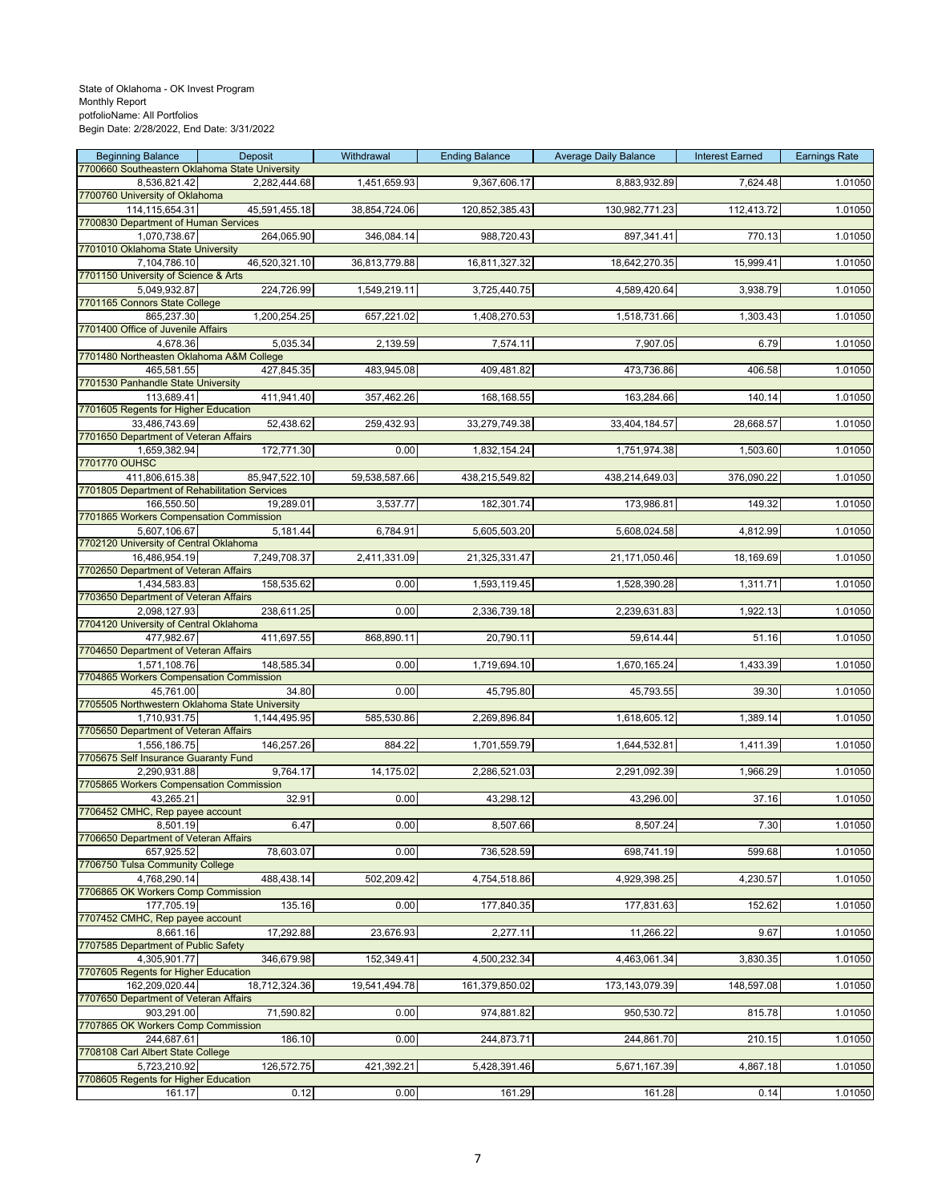State of Oklahoma - OK Invest Program
Monthly Report
potfolioName: All Portfolios
Begin Date: 2/28/2022, End Date: 3/31/2022

| Beginning Balance | Deposit | Withdrawal | Ending Balance | Average Daily Balance | Interest Earned | Earnings Rate |
|---|---|---|---|---|---|---|
| 7700660 Southeastern Oklahoma State University | | | | | | |
| 8,536,821.42 | 2,282,444.68 | 1,451,659.93 | 9,367,606.17 | 8,883,932.89 | 7,624.48 | 1.01050 |
| 7700760 University of Oklahoma | | | | | | |
| 114,115,654.31 | 45,591,455.18 | 38,854,724.06 | 120,852,385.43 | 130,982,771.23 | 112,413.72 | 1.01050 |
| 7700830 Department of Human Services | | | | | | |
| 1,070,738.67 | 264,065.90 | 346,084.14 | 988,720.43 | 897,341.41 | 770.13 | 1.01050 |
| 7701010 Oklahoma State University | | | | | | |
| 7,104,786.10 | 46,520,321.10 | 36,813,779.88 | 16,811,327.32 | 18,642,270.35 | 15,999.41 | 1.01050 |
| 7701150 University of Science & Arts | | | | | | |
| 5,049,932.87 | 224,726.99 | 1,549,219.11 | 3,725,440.75 | 4,589,420.64 | 3,938.79 | 1.01050 |
| 7701165 Connors State College | | | | | | |
| 865,237.30 | 1,200,254.25 | 657,221.02 | 1,408,270.53 | 1,518,731.66 | 1,303.43 | 1.01050 |
| 7701400 Office of Juvenile Affairs | | | | | | |
| 4,678.36 | 5,035.34 | 2,139.59 | 7,574.11 | 7,907.05 | 6.79 | 1.01050 |
| 7701480 Northeasten Oklahoma A&M College | | | | | | |
| 465,581.55 | 427,845.35 | 483,945.08 | 409,481.82 | 473,736.86 | 406.58 | 1.01050 |
| 7701530 Panhandle State University | | | | | | |
| 113,689.41 | 411,941.40 | 357,462.26 | 168,168.55 | 163,284.66 | 140.14 | 1.01050 |
| 7701605 Regents for Higher Education | | | | | | |
| 33,486,743.69 | 52,438.62 | 259,432.93 | 33,279,749.38 | 33,404,184.57 | 28,668.57 | 1.01050 |
| 7701650 Department of Veteran Affairs | | | | | | |
| 1,659,382.94 | 172,771.30 | 0.00 | 1,832,154.24 | 1,751,974.38 | 1,503.60 | 1.01050 |
| 7701770 OUHSC | | | | | | |
| 411,806,615.38 | 85,947,522.10 | 59,538,587.66 | 438,215,549.82 | 438,214,649.03 | 376,090.22 | 1.01050 |
| 7701805 Department of Rehabilitation Services | | | | | | |
| 166,550.50 | 19,289.01 | 3,537.77 | 182,301.74 | 173,986.81 | 149.32 | 1.01050 |
| 7701865 Workers Compensation Commission | | | | | | |
| 5,607,106.67 | 5,181.44 | 6,784.91 | 5,605,503.20 | 5,608,024.58 | 4,812.99 | 1.01050 |
| 7702120 University of Central Oklahoma | | | | | | |
| 16,486,954.19 | 7,249,708.37 | 2,411,331.09 | 21,325,331.47 | 21,171,050.46 | 18,169.69 | 1.01050 |
| 7702650 Department of Veteran Affairs | | | | | | |
| 1,434,583.83 | 158,535.62 | 0.00 | 1,593,119.45 | 1,528,390.28 | 1,311.71 | 1.01050 |
| 7703650 Department of Veteran Affairs | | | | | | |
| 2,098,127.93 | 238,611.25 | 0.00 | 2,336,739.18 | 2,239,631.83 | 1,922.13 | 1.01050 |
| 7704120 University of Central Oklahoma | | | | | | |
| 477,982.67 | 411,697.55 | 868,890.11 | 20,790.11 | 59,614.44 | 51.16 | 1.01050 |
| 7704650 Department of Veteran Affairs | | | | | | |
| 1,571,108.76 | 148,585.34 | 0.00 | 1,719,694.10 | 1,670,165.24 | 1,433.39 | 1.01050 |
| 7704865 Workers Compensation Commission | | | | | | |
| 45,761.00 | 34.80 | 0.00 | 45,795.80 | 45,793.55 | 39.30 | 1.01050 |
| 7705505 Northwestern Oklahoma State University | | | | | | |
| 1,710,931.75 | 1,144,495.95 | 585,530.86 | 2,269,896.84 | 1,618,605.12 | 1,389.14 | 1.01050 |
| 7705650 Department of Veteran Affairs | | | | | | |
| 1,556,186.75 | 146,257.26 | 884.22 | 1,701,559.79 | 1,644,532.81 | 1,411.39 | 1.01050 |
| 7705675 Self Insurance Guaranty Fund | | | | | | |
| 2,290,931.88 | 9,764.17 | 14,175.02 | 2,286,521.03 | 2,291,092.39 | 1,966.29 | 1.01050 |
| 7705865 Workers Compensation Commission | | | | | | |
| 43,265.21 | 32.91 | 0.00 | 43,298.12 | 43,296.00 | 37.16 | 1.01050 |
| 7706452 CMHC, Rep payee account | | | | | | |
| 8,501.19 | 6.47 | 0.00 | 8,507.66 | 8,507.24 | 7.30 | 1.01050 |
| 7706650 Department of Veteran Affairs | | | | | | |
| 657,925.52 | 78,603.07 | 0.00 | 736,528.59 | 698,741.19 | 599.68 | 1.01050 |
| 7706750 Tulsa Community College | | | | | | |
| 4,768,290.14 | 488,438.14 | 502,209.42 | 4,754,518.86 | 4,929,398.25 | 4,230.57 | 1.01050 |
| 7706865 OK Workers Comp Commission | | | | | | |
| 177,705.19 | 135.16 | 0.00 | 177,840.35 | 177,831.63 | 152.62 | 1.01050 |
| 7707452 CMHC, Rep payee account | | | | | | |
| 8,661.16 | 17,292.88 | 23,676.93 | 2,277.11 | 11,266.22 | 9.67 | 1.01050 |
| 7707585 Department of Public Safety | | | | | | |
| 4,305,901.77 | 346,679.98 | 152,349.41 | 4,500,232.34 | 4,463,061.34 | 3,830.35 | 1.01050 |
| 7707605 Regents for Higher Education | | | | | | |
| 162,209,020.44 | 18,712,324.36 | 19,541,494.78 | 161,379,850.02 | 173,143,079.39 | 148,597.08 | 1.01050 |
| 7707650 Department of Veteran Affairs | | | | | | |
| 903,291.00 | 71,590.82 | 0.00 | 974,881.82 | 950,530.72 | 815.78 | 1.01050 |
| 7707865 OK Workers Comp Commission | | | | | | |
| 244,687.61 | 186.10 | 0.00 | 244,873.71 | 244,861.70 | 210.15 | 1.01050 |
| 7708108 Carl Albert State College | | | | | | |
| 5,723,210.92 | 126,572.75 | 421,392.21 | 5,428,391.46 | 5,671,167.39 | 4,867.18 | 1.01050 |
| 7708605 Regents for Higher Education | | | | | | |
| 161.17 | 0.12 | 0.00 | 161.29 | 161.28 | 0.14 | 1.01050 |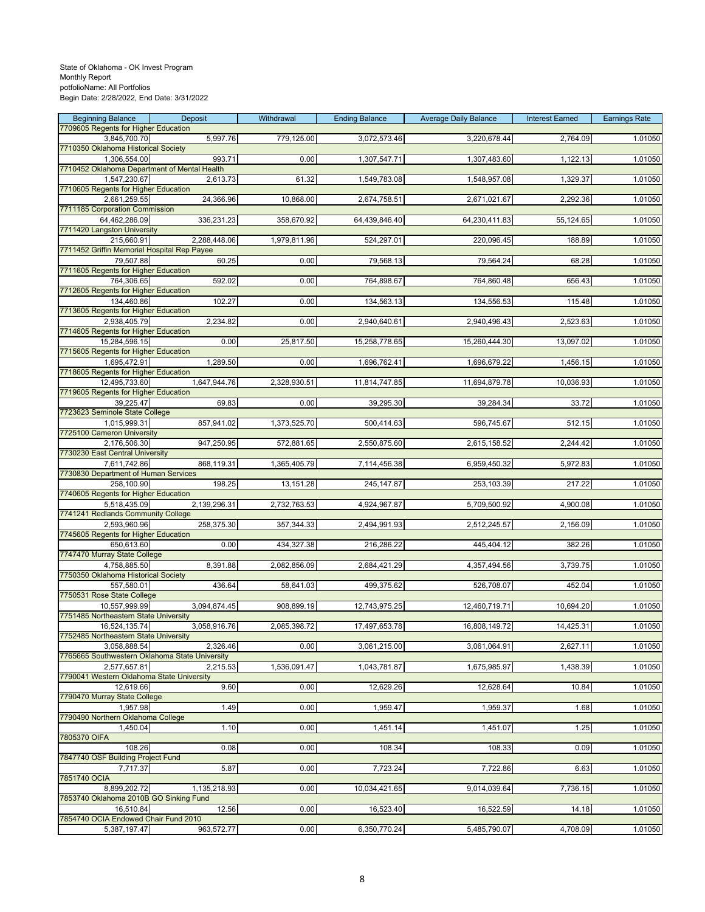State of Oklahoma - OK Invest Program
Monthly Report
potfolioName: All Portfolios
Begin Date: 2/28/2022, End Date: 3/31/2022

| Beginning Balance | Deposit | Withdrawal | Ending Balance | Average Daily Balance | Interest Earned | Earnings Rate |
|---|---|---|---|---|---|---|
| 7709605 Regents for Higher Education | | | | | | |
| 3,845,700.70 | 5,997.76 | 779,125.00 | 3,072,573.46 | 3,220,678.44 | 2,764.09 | 1.01050 |
| 7710350 Oklahoma Historical Society | | | | | | |
| 1,306,554.00 | 993.71 | 0.00 | 1,307,547.71 | 1,307,483.60 | 1,122.13 | 1.01050 |
| 7710452 Oklahoma Department of Mental Health | | | | | | |
| 1,547,230.67 | 2,613.73 | 61.32 | 1,549,783.08 | 1,548,957.08 | 1,329.37 | 1.01050 |
| 7710605 Regents for Higher Education | | | | | | |
| 2,661,259.55 | 24,366.96 | 10,868.00 | 2,674,758.51 | 2,671,021.67 | 2,292.36 | 1.01050 |
| 7711185 Corporation Commission | | | | | | |
| 64,462,286.09 | 336,231.23 | 358,670.92 | 64,439,846.40 | 64,230,411.83 | 55,124.65 | 1.01050 |
| 7711420 Langston University | | | | | | |
| 215,660.91 | 2,288,448.06 | 1,979,811.96 | 524,297.01 | 220,096.45 | 188.89 | 1.01050 |
| 7711452 Griffin Memorial Hospital Rep Payee | | | | | | |
| 79,507.88 | 60.25 | 0.00 | 79,568.13 | 79,564.24 | 68.28 | 1.01050 |
| 7711605 Regents for Higher Education | | | | | | |
| 764,306.65 | 592.02 | 0.00 | 764,898.67 | 764,860.48 | 656.43 | 1.01050 |
| 7712605 Regents for Higher Education | | | | | | |
| 134,460.86 | 102.27 | 0.00 | 134,563.13 | 134,556.53 | 115.48 | 1.01050 |
| 7713605 Regents for Higher Education | | | | | | |
| 2,938,405.79 | 2,234.82 | 0.00 | 2,940,640.61 | 2,940,496.43 | 2,523.63 | 1.01050 |
| 7714605 Regents for Higher Education | | | | | | |
| 15,284,596.15 | 0.00 | 25,817.50 | 15,258,778.65 | 15,260,444.30 | 13,097.02 | 1.01050 |
| 7715605 Regents for Higher Education | | | | | | |
| 1,695,472.91 | 1,289.50 | 0.00 | 1,696,762.41 | 1,696,679.22 | 1,456.15 | 1.01050 |
| 7718605 Regents for Higher Education | | | | | | |
| 12,495,733.60 | 1,647,944.76 | 2,328,930.51 | 11,814,747.85 | 11,694,879.78 | 10,036.93 | 1.01050 |
| 7719605 Regents for Higher Education | | | | | | |
| 39,225.47 | 69.83 | 0.00 | 39,295.30 | 39,284.34 | 33.72 | 1.01050 |
| 7723623 Seminole State College | | | | | | |
| 1,015,999.31 | 857,941.02 | 1,373,525.70 | 500,414.63 | 596,745.67 | 512.15 | 1.01050 |
| 7725100 Cameron University | | | | | | |
| 2,176,506.30 | 947,250.95 | 572,881.65 | 2,550,875.60 | 2,615,158.52 | 2,244.42 | 1.01050 |
| 7730230 East Central University | | | | | | |
| 7,611,742.86 | 868,119.31 | 1,365,405.79 | 7,114,456.38 | 6,959,450.32 | 5,972.83 | 1.01050 |
| 7730830 Department of Human Services | | | | | | |
| 258,100.90 | 198.25 | 13,151.28 | 245,147.87 | 253,103.39 | 217.22 | 1.01050 |
| 7740605 Regents for Higher Education | | | | | | |
| 5,518,435.09 | 2,139,296.31 | 2,732,763.53 | 4,924,967.87 | 5,709,500.92 | 4,900.08 | 1.01050 |
| 7741241 Redlands Community College | | | | | | |
| 2,593,960.96 | 258,375.30 | 357,344.33 | 2,494,991.93 | 2,512,245.57 | 2,156.09 | 1.01050 |
| 7745605 Regents for Higher Education | | | | | | |
| 650,613.60 | 0.00 | 434,327.38 | 216,286.22 | 445,404.12 | 382.26 | 1.01050 |
| 7747470 Murray State College | | | | | | |
| 4,758,885.50 | 8,391.88 | 2,082,856.09 | 2,684,421.29 | 4,357,494.56 | 3,739.75 | 1.01050 |
| 7750350 Oklahoma Historical Society | | | | | | |
| 557,580.01 | 436.64 | 58,641.03 | 499,375.62 | 526,708.07 | 452.04 | 1.01050 |
| 7750531 Rose State College | | | | | | |
| 10,557,999.99 | 3,094,874.45 | 908,899.19 | 12,743,975.25 | 12,460,719.71 | 10,694.20 | 1.01050 |
| 7751485 Northeastern State University | | | | | | |
| 16,524,135.74 | 3,058,916.76 | 2,085,398.72 | 17,497,653.78 | 16,808,149.72 | 14,425.31 | 1.01050 |
| 7752485 Northeastern State University | | | | | | |
| 3,058,888.54 | 2,326.46 | 0.00 | 3,061,215.00 | 3,061,064.91 | 2,627.11 | 1.01050 |
| 7765665 Southwestern Oklahoma State University | | | | | | |
| 2,577,657.81 | 2,215.53 | 1,536,091.47 | 1,043,781.87 | 1,675,985.97 | 1,438.39 | 1.01050 |
| 7790041 Western Oklahoma State University | | | | | | |
| 12,619.66 | 9.60 | 0.00 | 12,629.26 | 12,628.64 | 10.84 | 1.01050 |
| 7790470 Murray State College | | | | | | |
| 1,957.98 | 1.49 | 0.00 | 1,959.47 | 1,959.37 | 1.68 | 1.01050 |
| 7790490 Northern Oklahoma College | | | | | | |
| 1,450.04 | 1.10 | 0.00 | 1,451.14 | 1,451.07 | 1.25 | 1.01050 |
| 7805370 OIFA | | | | | | |
| 108.26 | 0.08 | 0.00 | 108.34 | 108.33 | 0.09 | 1.01050 |
| 7847740 OSF Building Project Fund | | | | | | |
| 7,717.37 | 5.87 | 0.00 | 7,723.24 | 7,722.86 | 6.63 | 1.01050 |
| 7851740 OCIA | | | | | | |
| 8,899,202.72 | 1,135,218.93 | 0.00 | 10,034,421.65 | 9,014,039.64 | 7,736.15 | 1.01050 |
| 7853740 Oklahoma 2010B GO Sinking Fund | | | | | | |
| 16,510.84 | 12.56 | 0.00 | 16,523.40 | 16,522.59 | 14.18 | 1.01050 |
| 7854740 OCIA Endowed Chair Fund 2010 | | | | | | |
| 5,387,197.47 | 963,572.77 | 0.00 | 6,350,770.24 | 5,485,790.07 | 4,708.09 | 1.01050 |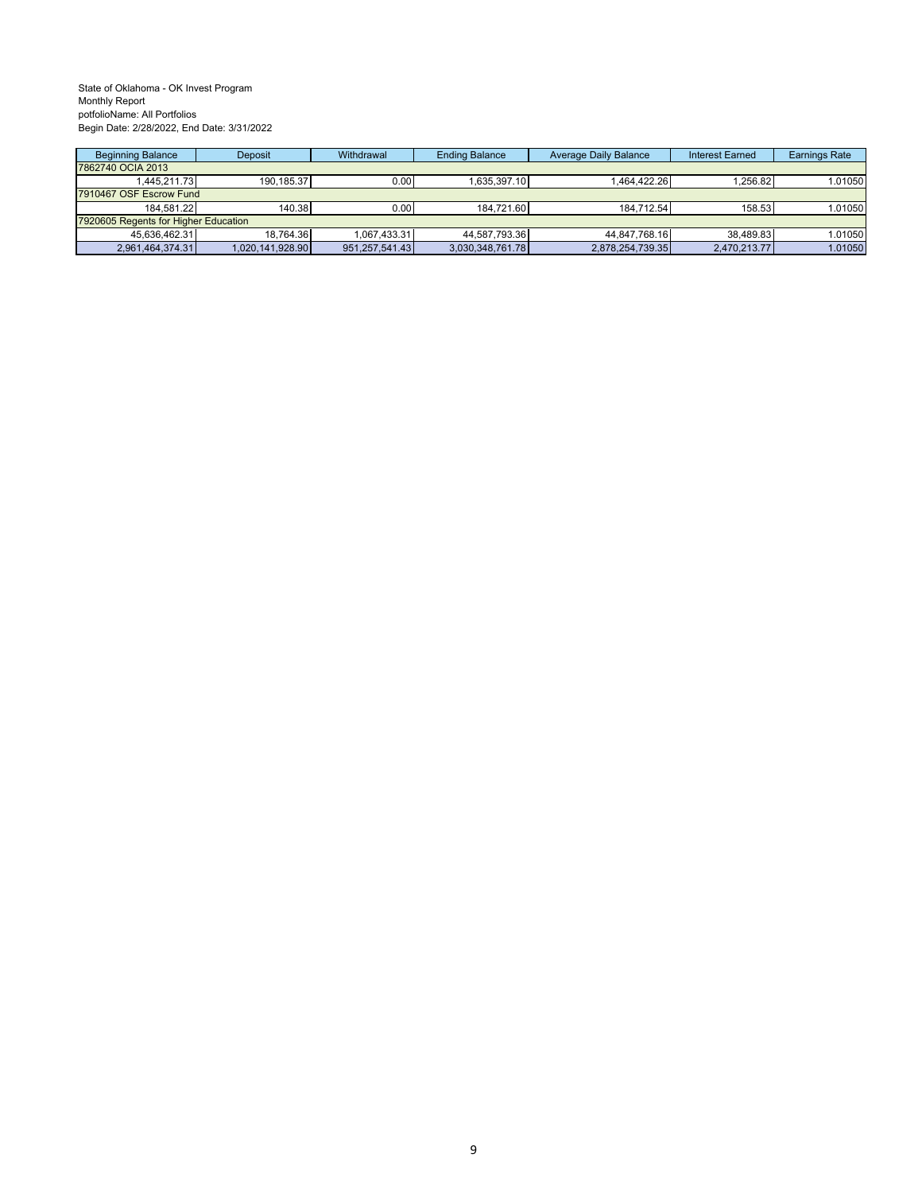State of Oklahoma - OK Invest Program
Monthly Report
potfolioName: All Portfolios
Begin Date: 2/28/2022, End Date: 3/31/2022

| Beginning Balance | Deposit | Withdrawal | Ending Balance | Average Daily Balance | Interest Earned | Earnings Rate |
|---|---|---|---|---|---|---|
| 7862740 OCIA 2013 | | | | | | |
| 1,445,211.73 | 190,185.37 | 0.00 | 1,635,397.10 | 1,464,422.26 | 1,256.82 | 1.01050 |
| 7910467 OSF Escrow Fund | | | | | | |
| 184,581.22 | 140.38 | 0.00 | 184,721.60 | 184,712.54 | 158.53 | 1.01050 |
| 7920605 Regents for Higher Education | | | | | | |
| 45,636,462.31 | 18,764.36 | 1,067,433.31 | 44,587,793.36 | 44,847,768.16 | 38,489.83 | 1.01050 |
| 2,961,464,374.31 | 1,020,141,928.90 | 951,257,541.43 | 3,030,348,761.78 | 2,878,254,739.35 | 2,470,213.77 | 1.01050 |